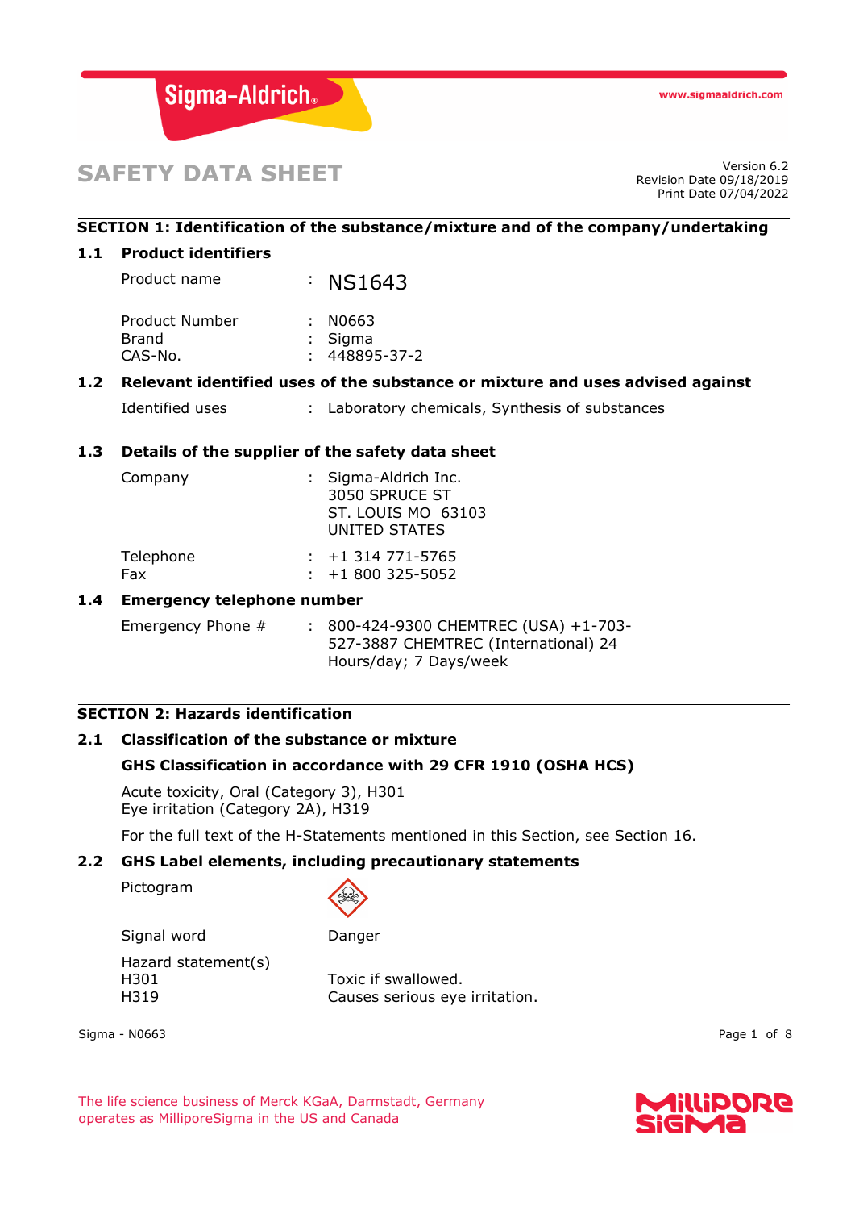# SAFETY DATA SHEET

Version 6.2
Revision Date 09/18/2019
Print Date 07/04/2022

## SECTION 1: Identification of the substance/mixture and of the company/undertaking

### 1.1 Product identifiers

| | | |
|---|---|---|
| Product name | : | NS1643 |
| Product Number | : | N0663 |
| Brand | : | Sigma |
| CAS-No. | : | 448895-37-2 |

### 1.2 Relevant identified uses of the substance or mixture and uses advised against

| | | |
|---|---|---|
| Identified uses | : | Laboratory chemicals, Synthesis of substances |

### 1.3 Details of the supplier of the safety data sheet

| | | |
|---|---|---|
| Company | : | Sigma-Aldrich Inc.<br>3050 SPRUCE ST<br>ST. LOUIS MO 63103<br>UNITED STATES |
| Telephone | : | +1 314 771-5765 |
| Fax | : | +1 800 325-5052 |

### 1.4 Emergency telephone number

| | | |
|---|---|---|
| Emergency Phone # | : | 800-424-9300 CHEMTREC (USA) +1-703-527-3887 CHEMTREC (International) 24 Hours/day; 7 Days/week |

## SECTION 2: Hazards identification

### 2.1 Classification of the substance or mixture

**GHS Classification in accordance with 29 CFR 1910 (OSHA HCS)**

Acute toxicity, Oral (Category 3), H301
Eye irritation (Category 2A), H319

For the full text of the H-Statements mentioned in this Section, see Section 16.

### 2.2 GHS Label elements, including precautionary statements

Pictogram

Signal word: Danger

Hazard statement(s)

| | |
|---|---|
| H301 | Toxic if swallowed. |
| H319 | Causes serious eye irritation. |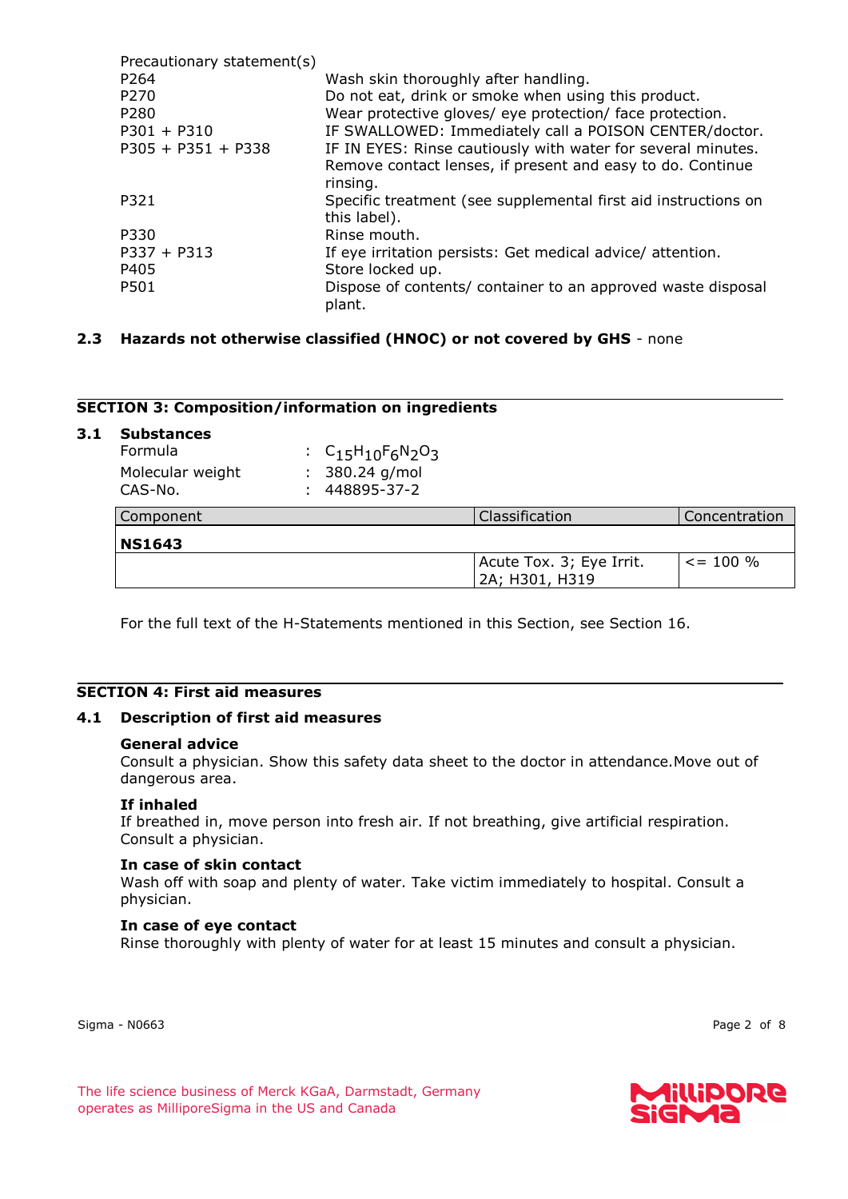Precautionary statement(s)

| | |
|---|---|
| P264 | Wash skin thoroughly after handling. |
| P270 | Do not eat, drink or smoke when using this product. |
| P280 | Wear protective gloves/ eye protection/ face protection. |
| P301 + P310 | IF SWALLOWED: Immediately call a POISON CENTER/doctor. |
| P305 + P351 + P338 | IF IN EYES: Rinse cautiously with water for several minutes. Remove contact lenses, if present and easy to do. Continue rinsing. |
| P321 | Specific treatment (see supplemental first aid instructions on this label). |
| P330 | Rinse mouth. |
| P337 + P313 | If eye irritation persists: Get medical advice/ attention. |
| P405 | Store locked up. |
| P501 | Dispose of contents/ container to an approved waste disposal plant. |

**2.3 Hazards not otherwise classified (HNOC) or not covered by GHS** - none

## SECTION 3: Composition/information on ingredients

### 3.1 Substances

Formula : $C_{15}H_{10}F_6N_2O_3$
Molecular weight : 380.24 g/mol
CAS-No. : 448895-37-2

| Component | Classification | Concentration |
|---|---|---|
| **NS1643** | | |
| | Acute Tox. 3; Eye Irrit. 2A; H301, H319 | <= 100 % |

For the full text of the H-Statements mentioned in this Section, see Section 16.

## SECTION 4: First aid measures

### 4.1 Description of first aid measures

**General advice**
Consult a physician. Show this safety data sheet to the doctor in attendance.Move out of dangerous area.

**If inhaled**
If breathed in, move person into fresh air. If not breathing, give artificial respiration. Consult a physician.

**In case of skin contact**
Wash off with soap and plenty of water. Take victim immediately to hospital. Consult a physician.

**In case of eye contact**
Rinse thoroughly with plenty of water for at least 15 minutes and consult a physician.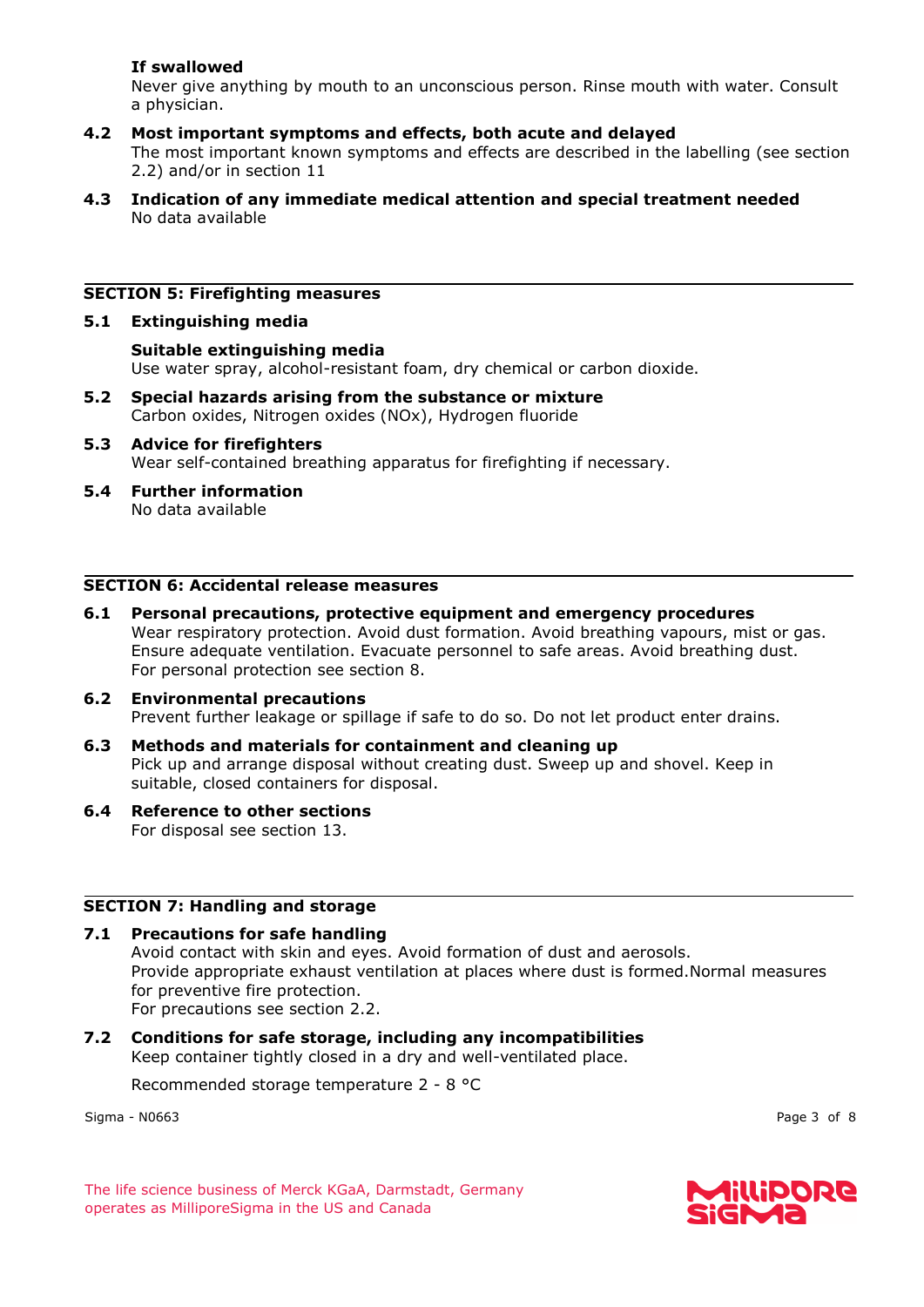**If swallowed**

Never give anything by mouth to an unconscious person. Rinse mouth with water. Consult a physician.

**4.2 Most important symptoms and effects, both acute and delayed**

The most important known symptoms and effects are described in the labelling (see section 2.2) and/or in section 11

**4.3 Indication of any immediate medical attention and special treatment needed**

No data available

## SECTION 5: Firefighting measures

**5.1 Extinguishing media**

**Suitable extinguishing media**

Use water spray, alcohol-resistant foam, dry chemical or carbon dioxide.

**5.2 Special hazards arising from the substance or mixture**

Carbon oxides, Nitrogen oxides (NOx), Hydrogen fluoride

**5.3 Advice for firefighters**

Wear self-contained breathing apparatus for firefighting if necessary.

**5.4 Further information**

No data available

## SECTION 6: Accidental release measures

**6.1 Personal precautions, protective equipment and emergency procedures**

Wear respiratory protection. Avoid dust formation. Avoid breathing vapours, mist or gas. Ensure adequate ventilation. Evacuate personnel to safe areas. Avoid breathing dust. For personal protection see section 8.

**6.2 Environmental precautions**

Prevent further leakage or spillage if safe to do so. Do not let product enter drains.

**6.3 Methods and materials for containment and cleaning up**

Pick up and arrange disposal without creating dust. Sweep up and shovel. Keep in suitable, closed containers for disposal.

**6.4 Reference to other sections**

For disposal see section 13.

## SECTION 7: Handling and storage

**7.1 Precautions for safe handling**

Avoid contact with skin and eyes. Avoid formation of dust and aerosols.
Provide appropriate exhaust ventilation at places where dust is formed.Normal measures for preventive fire protection.
For precautions see section 2.2.

**7.2 Conditions for safe storage, including any incompatibilities**

Keep container tightly closed in a dry and well-ventilated place.

Recommended storage temperature 2 - 8 °C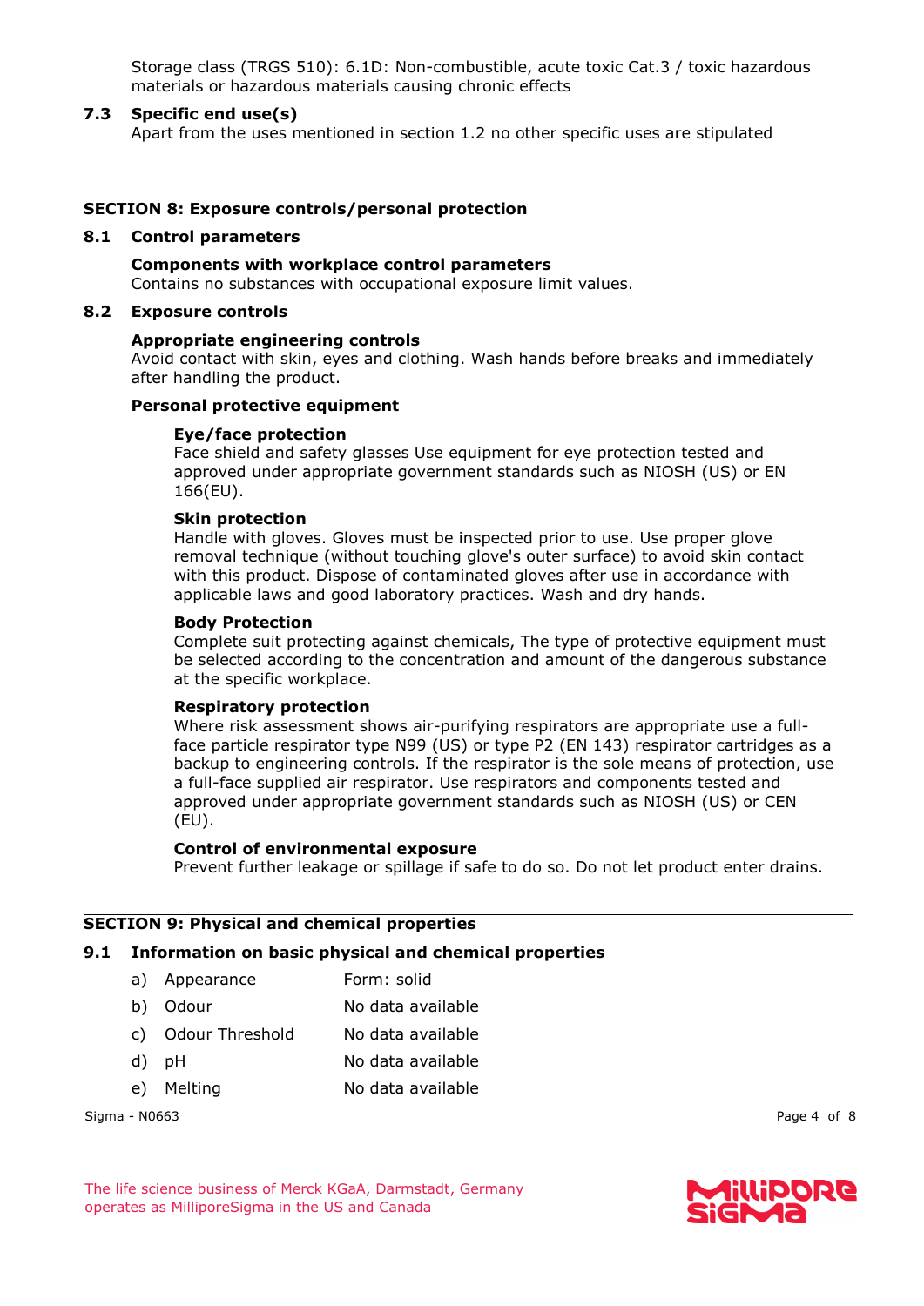Storage class (TRGS 510): 6.1D: Non-combustible, acute toxic Cat.3 / toxic hazardous materials or hazardous materials causing chronic effects

### 7.3 Specific end use(s)

Apart from the uses mentioned in section 1.2 no other specific uses are stipulated

## SECTION 8: Exposure controls/personal protection

### 8.1 Control parameters

**Components with workplace control parameters**
Contains no substances with occupational exposure limit values.

### 8.2 Exposure controls

**Appropriate engineering controls**
Avoid contact with skin, eyes and clothing. Wash hands before breaks and immediately after handling the product.

**Personal protective equipment**

**Eye/face protection**
Face shield and safety glasses Use equipment for eye protection tested and approved under appropriate government standards such as NIOSH (US) or EN 166(EU).

**Skin protection**
Handle with gloves. Gloves must be inspected prior to use. Use proper glove removal technique (without touching glove's outer surface) to avoid skin contact with this product. Dispose of contaminated gloves after use in accordance with applicable laws and good laboratory practices. Wash and dry hands.

**Body Protection**
Complete suit protecting against chemicals, The type of protective equipment must be selected according to the concentration and amount of the dangerous substance at the specific workplace.

**Respiratory protection**
Where risk assessment shows air-purifying respirators are appropriate use a full-face particle respirator type N99 (US) or type P2 (EN 143) respirator cartridges as a backup to engineering controls. If the respirator is the sole means of protection, use a full-face supplied air respirator. Use respirators and components tested and approved under appropriate government standards such as NIOSH (US) or CEN (EU).

**Control of environmental exposure**
Prevent further leakage or spillage if safe to do so. Do not let product enter drains.

## SECTION 9: Physical and chemical properties

### 9.1 Information on basic physical and chemical properties

a) Appearance — Form: solid
b) Odour — No data available
c) Odour Threshold — No data available
d) pH — No data available
e) Melting — No data available

Sigma - N0663

The life science business of Merck KGaA, Darmstadt, Germany operates as MilliporeSigma in the US and Canada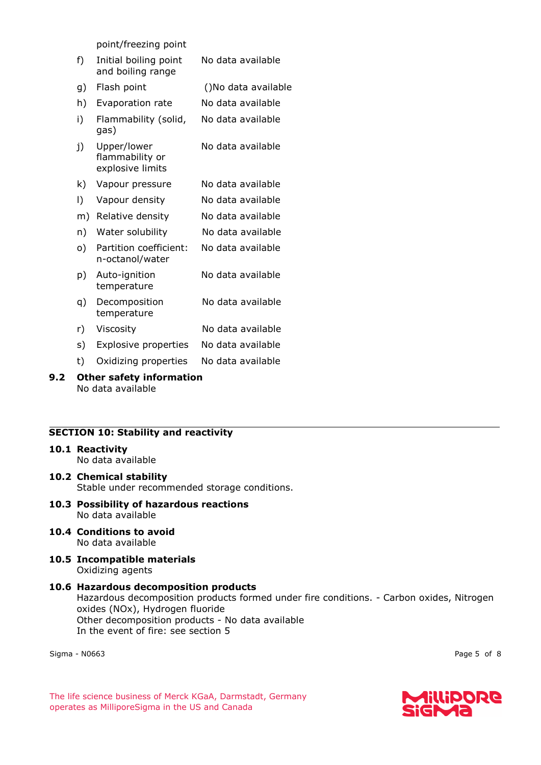| | | |
|---|---|---|
| | point/freezing point | |
| f) | Initial boiling point and boiling range | No data available |
| g) | Flash point | ()No data available |
| h) | Evaporation rate | No data available |
| i) | Flammability (solid, gas) | No data available |
| j) | Upper/lower flammability or explosive limits | No data available |
| k) | Vapour pressure | No data available |
| l) | Vapour density | No data available |
| m) | Relative density | No data available |
| n) | Water solubility | No data available |
| o) | Partition coefficient: n-octanol/water | No data available |
| p) | Auto-ignition temperature | No data available |
| q) | Decomposition temperature | No data available |
| r) | Viscosity | No data available |
| s) | Explosive properties | No data available |
| t) | Oxidizing properties | No data available |

**9.2 Other safety information**

No data available

## SECTION 10: Stability and reactivity

**10.1 Reactivity**

No data available

**10.2 Chemical stability**

Stable under recommended storage conditions.

**10.3 Possibility of hazardous reactions**

No data available

**10.4 Conditions to avoid**

No data available

**10.5 Incompatible materials**

Oxidizing agents

**10.6 Hazardous decomposition products**

Hazardous decomposition products formed under fire conditions. - Carbon oxides, Nitrogen oxides (NOx), Hydrogen fluoride
Other decomposition products - No data available
In the event of fire: see section 5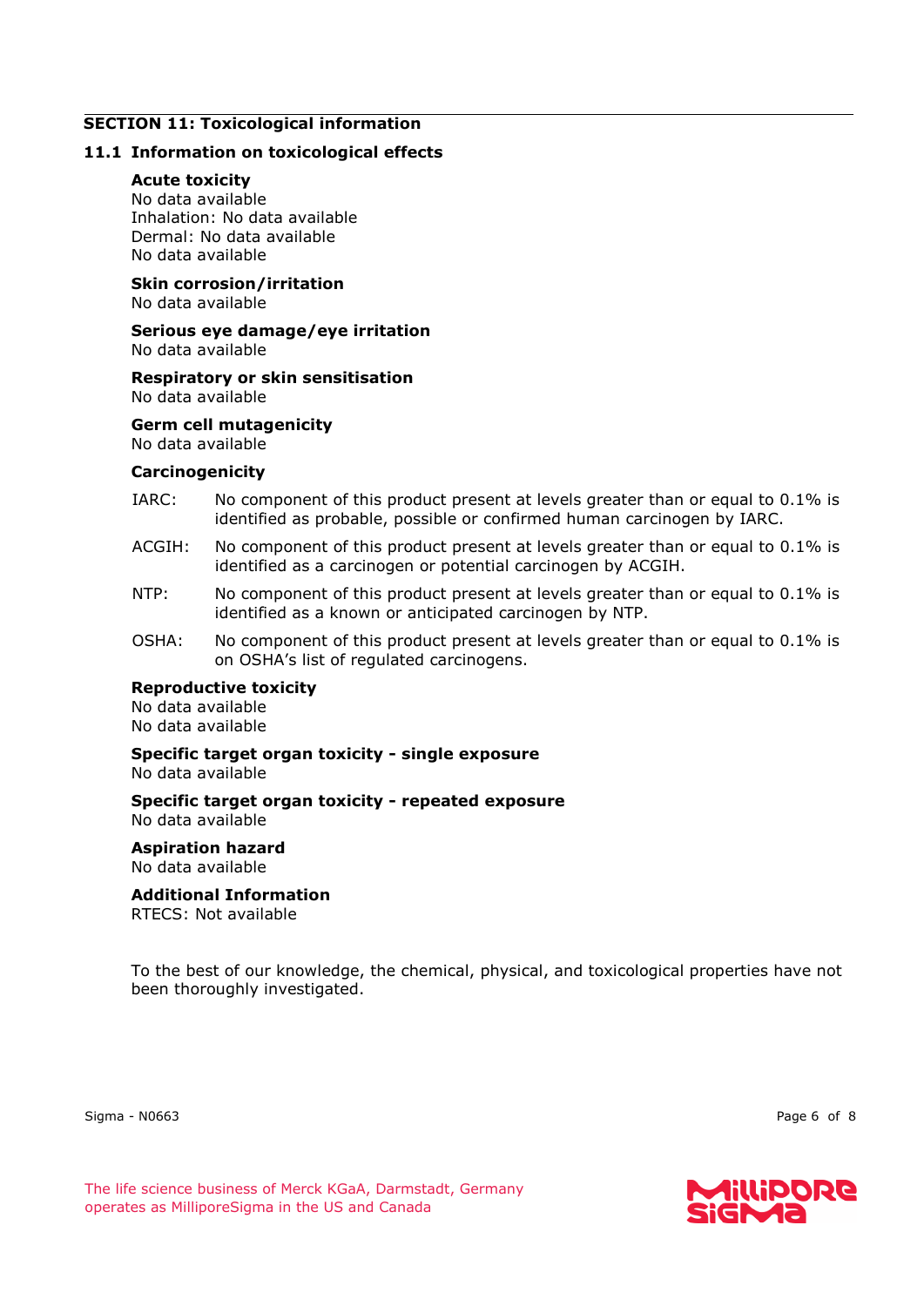## SECTION 11: Toxicological information

### 11.1 Information on toxicological effects

**Acute toxicity**
No data available
Inhalation: No data available
Dermal: No data available
No data available

**Skin corrosion/irritation**
No data available

**Serious eye damage/eye irritation**
No data available

**Respiratory or skin sensitisation**
No data available

**Germ cell mutagenicity**
No data available

**Carcinogenicity**

IARC: No component of this product present at levels greater than or equal to 0.1% is identified as probable, possible or confirmed human carcinogen by IARC.

ACGIH: No component of this product present at levels greater than or equal to 0.1% is identified as a carcinogen or potential carcinogen by ACGIH.

NTP: No component of this product present at levels greater than or equal to 0.1% is identified as a known or anticipated carcinogen by NTP.

OSHA: No component of this product present at levels greater than or equal to 0.1% is on OSHA's list of regulated carcinogens.

**Reproductive toxicity**
No data available
No data available

**Specific target organ toxicity - single exposure**
No data available

**Specific target organ toxicity - repeated exposure**
No data available

**Aspiration hazard**
No data available

**Additional Information**
RTECS: Not available

To the best of our knowledge, the chemical, physical, and toxicological properties have not been thoroughly investigated.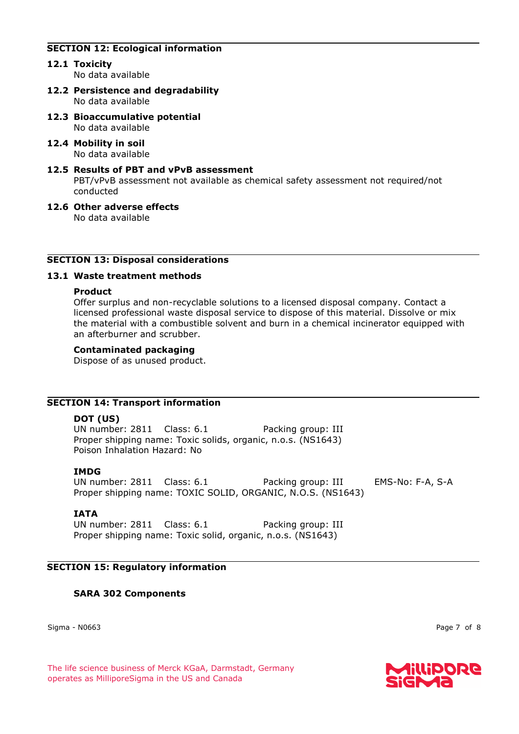## SECTION 12: Ecological information

### 12.1 Toxicity
No data available

### 12.2 Persistence and degradability
No data available

### 12.3 Bioaccumulative potential
No data available

### 12.4 Mobility in soil
No data available

### 12.5 Results of PBT and vPvB assessment
PBT/vPvB assessment not available as chemical safety assessment not required/not conducted

### 12.6 Other adverse effects
No data available

## SECTION 13: Disposal considerations

### 13.1 Waste treatment methods

**Product**
Offer surplus and non-recyclable solutions to a licensed disposal company. Contact a licensed professional waste disposal service to dispose of this material. Dissolve or mix the material with a combustible solvent and burn in a chemical incinerator equipped with an afterburner and scrubber.

**Contaminated packaging**
Dispose of as unused product.

## SECTION 14: Transport information

**DOT (US)**
UN number: 2811 Class: 6.1 Packing group: III
Proper shipping name: Toxic solids, organic, n.o.s. (NS1643)
Poison Inhalation Hazard: No

**IMDG**
UN number: 2811 Class: 6.1 Packing group: III EMS-No: F-A, S-A
Proper shipping name: TOXIC SOLID, ORGANIC, N.O.S. (NS1643)

**IATA**
UN number: 2811 Class: 6.1 Packing group: III
Proper shipping name: Toxic solid, organic, n.o.s. (NS1643)

## SECTION 15: Regulatory information

**SARA 302 Components**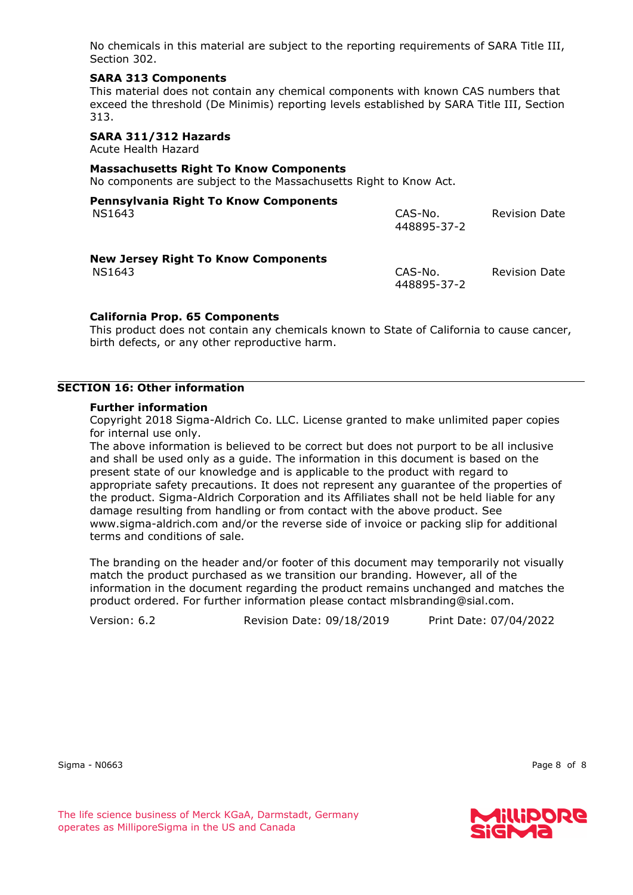No chemicals in this material are subject to the reporting requirements of SARA Title III, Section 302.

**SARA 313 Components**

This material does not contain any chemical components with known CAS numbers that exceed the threshold (De Minimis) reporting levels established by SARA Title III, Section 313.

**SARA 311/312 Hazards**

Acute Health Hazard

**Massachusetts Right To Know Components**

No components are subject to the Massachusetts Right to Know Act.

**Pennsylvania Right To Know Components**

| | | |
|---|---|---|
| NS1643 | CAS-No.<br>448895-37-2 | Revision Date |

**New Jersey Right To Know Components**

| | | |
|---|---|---|
| NS1643 | CAS-No.<br>448895-37-2 | Revision Date |

**California Prop. 65 Components**

This product does not contain any chemicals known to State of California to cause cancer, birth defects, or any other reproductive harm.

## SECTION 16: Other information

**Further information**

Copyright 2018 Sigma-Aldrich Co. LLC. License granted to make unlimited paper copies for internal use only.

The above information is believed to be correct but does not purport to be all inclusive and shall be used only as a guide. The information in this document is based on the present state of our knowledge and is applicable to the product with regard to appropriate safety precautions. It does not represent any guarantee of the properties of the product. Sigma-Aldrich Corporation and its Affiliates shall not be held liable for any damage resulting from handling or from contact with the above product. See www.sigma-aldrich.com and/or the reverse side of invoice or packing slip for additional terms and conditions of sale.

The branding on the header and/or footer of this document may temporarily not visually match the product purchased as we transition our branding. However, all of the information in the document regarding the product remains unchanged and matches the product ordered. For further information please contact mlsbranding@sial.com.

Version: 6.2 Revision Date: 09/18/2019 Print Date: 07/04/2022